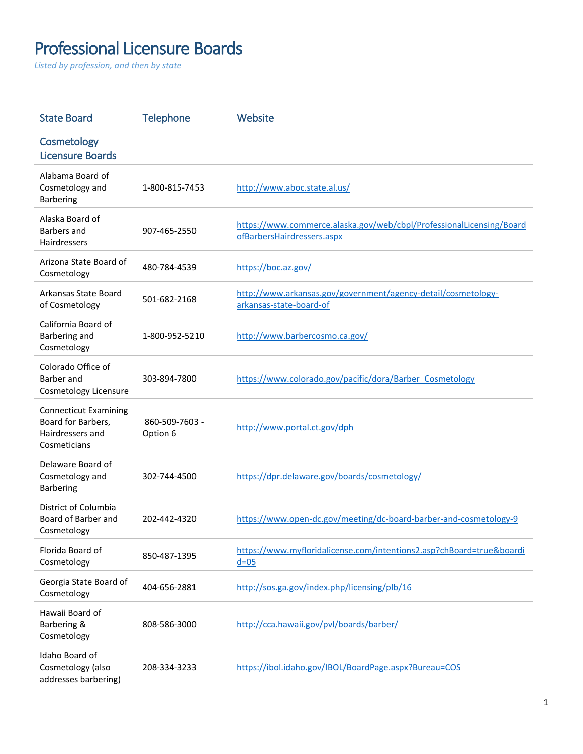# Professional Licensure Boards

*Listed by profession, and then by state*

| State Board | Telephone | Website |
|---|---|---|
| **Cosmetology Licensure Boards** | | |
| Alabama Board of Cosmetology and Barbering | 1-800-815-7453 | http://www.aboc.state.al.us/ |
| Alaska Board of Barbers and Hairdressers | 907-465-2550 | https://www.commerce.alaska.gov/web/cbpl/ProfessionalLicensing/BoardofBarbersHairdressers.aspx |
| Arizona State Board of Cosmetology | 480-784-4539 | https://boc.az.gov/ |
| Arkansas State Board of Cosmetology | 501-682-2168 | http://www.arkansas.gov/government/agency-detail/cosmetology-arkansas-state-board-of |
| California Board of Barbering and Cosmetology | 1-800-952-5210 | http://www.barbercosmo.ca.gov/ |
| Colorado Office of Barber and Cosmetology Licensure | 303-894-7800 | https://www.colorado.gov/pacific/dora/Barber_Cosmetology |
| Connecticut Examining Board for Barbers, Hairdressers and Cosmeticians | 860-509-7603 - Option 6 | http://www.portal.ct.gov/dph |
| Delaware Board of Cosmetology and Barbering | 302-744-4500 | https://dpr.delaware.gov/boards/cosmetology/ |
| District of Columbia Board of Barber and Cosmetology | 202-442-4320 | https://www.open-dc.gov/meeting/dc-board-barber-and-cosmetology-9 |
| Florida Board of Cosmetology | 850-487-1395 | https://www.myfloridalicense.com/intentions2.asp?chBoard=true&boardid=05 |
| Georgia State Board of Cosmetology | 404-656-2881 | http://sos.ga.gov/index.php/licensing/plb/16 |
| Hawaii Board of Barbering & Cosmetology | 808-586-3000 | http://cca.hawaii.gov/pvl/boards/barber/ |
| Idaho Board of Cosmetology (also addresses barbering) | 208-334-3233 | https://ibol.idaho.gov/IBOL/BoardPage.aspx?Bureau=COS |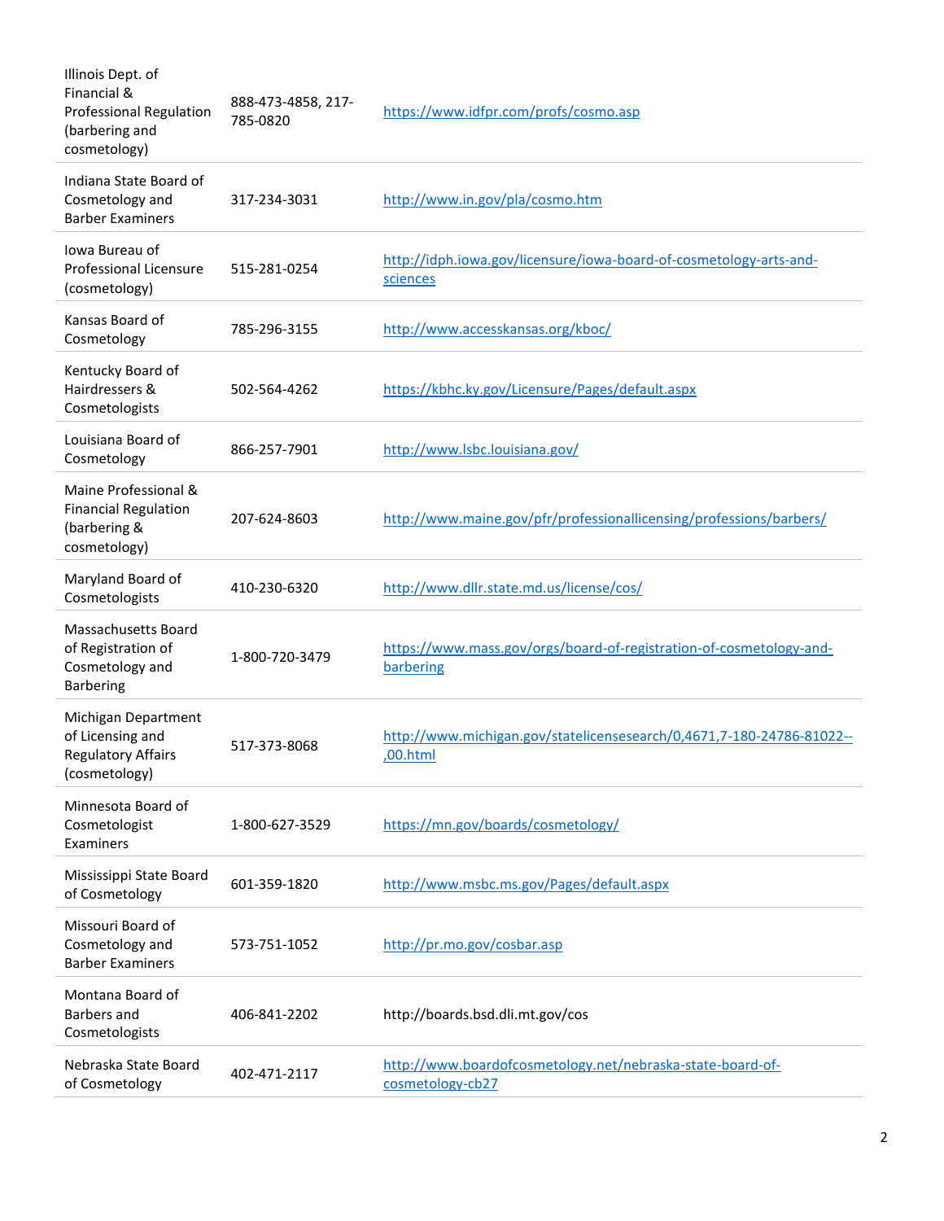| | | |
|---|---|---|
| Illinois Dept. of Financial & Professional Regulation (barbering and cosmetology) | 888-473-4858, 217-785-0820 | https://www.idfpr.com/profs/cosmo.asp |
| Indiana State Board of Cosmetology and Barber Examiners | 317-234-3031 | http://www.in.gov/pla/cosmo.htm |
| Iowa Bureau of Professional Licensure (cosmetology) | 515-281-0254 | http://idph.iowa.gov/licensure/iowa-board-of-cosmetology-arts-and-sciences |
| Kansas Board of Cosmetology | 785-296-3155 | http://www.accesskansas.org/kboc/ |
| Kentucky Board of Hairdressers & Cosmetologists | 502-564-4262 | https://kbhc.ky.gov/Licensure/Pages/default.aspx |
| Louisiana Board of Cosmetology | 866-257-7901 | http://www.lsbc.louisiana.gov/ |
| Maine Professional & Financial Regulation (barbering & cosmetology) | 207-624-8603 | http://www.maine.gov/pfr/professionallicensing/professions/barbers/ |
| Maryland Board of Cosmetologists | 410-230-6320 | http://www.dllr.state.md.us/license/cos/ |
| Massachusetts Board of Registration of Cosmetology and Barbering | 1-800-720-3479 | https://www.mass.gov/orgs/board-of-registration-of-cosmetology-and-barbering |
| Michigan Department of Licensing and Regulatory Affairs (cosmetology) | 517-373-8068 | http://www.michigan.gov/statelicensesearch/0,4671,7-180-24786-81022--,00.html |
| Minnesota Board of Cosmetologist Examiners | 1-800-627-3529 | https://mn.gov/boards/cosmetology/ |
| Mississippi State Board of Cosmetology | 601-359-1820 | http://www.msbc.ms.gov/Pages/default.aspx |
| Missouri Board of Cosmetology and Barber Examiners | 573-751-1052 | http://pr.mo.gov/cosbar.asp |
| Montana Board of Barbers and Cosmetologists | 406-841-2202 | http://boards.bsd.dli.mt.gov/cos |
| Nebraska State Board of Cosmetology | 402-471-2117 | http://www.boardofcosmetology.net/nebraska-state-board-of-cosmetology-cb27 |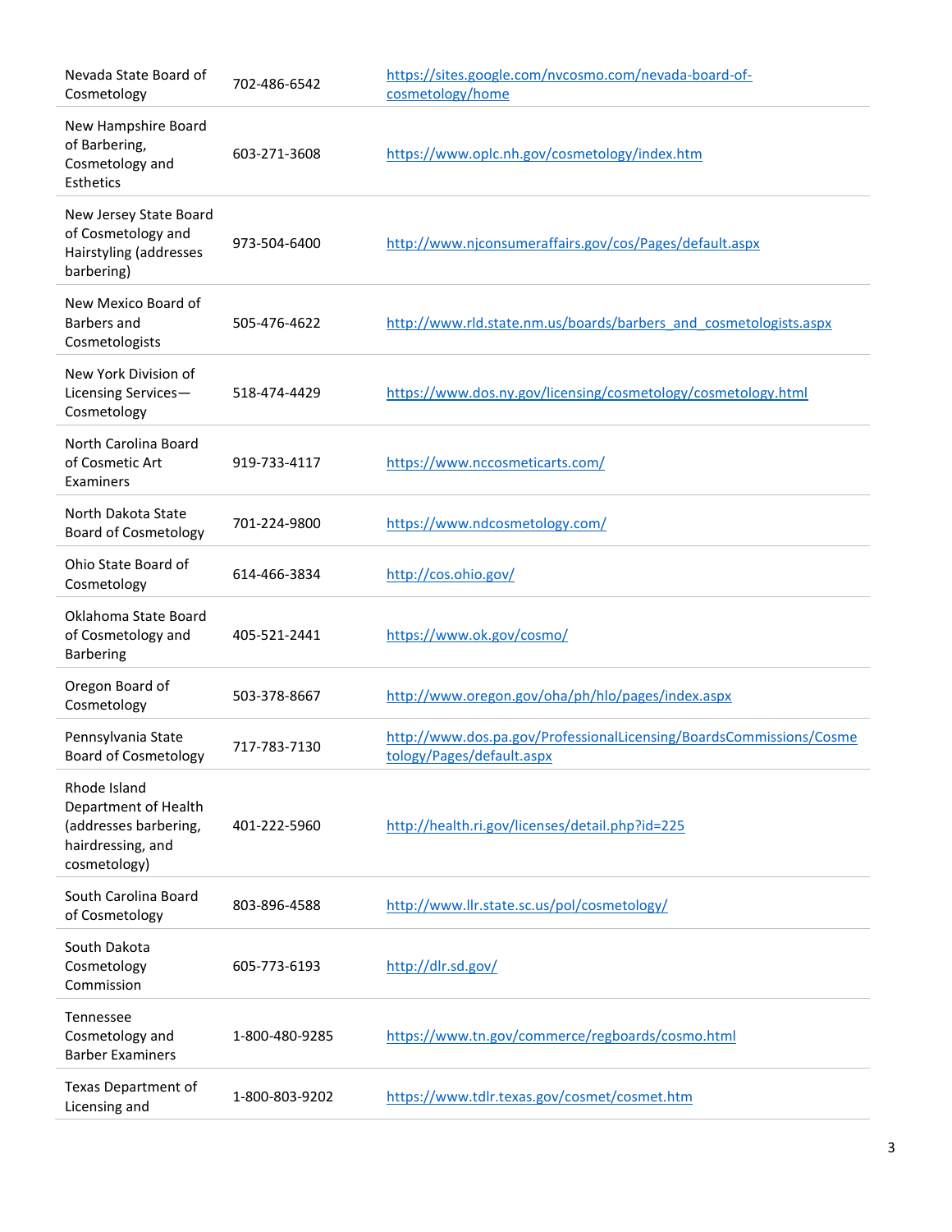| | | |
|---|---|---|
| Nevada State Board of Cosmetology | 702-486-6542 | https://sites.google.com/nvcosmo.com/nevada-board-of-cosmetology/home |
| New Hampshire Board of Barbering, Cosmetology and Esthetics | 603-271-3608 | https://www.oplc.nh.gov/cosmetology/index.htm |
| New Jersey State Board of Cosmetology and Hairstyling (addresses barbering) | 973-504-6400 | http://www.njconsumeraffairs.gov/cos/Pages/default.aspx |
| New Mexico Board of Barbers and Cosmetologists | 505-476-4622 | http://www.rld.state.nm.us/boards/barbers_and_cosmetologists.aspx |
| New York Division of Licensing Services—Cosmetology | 518-474-4429 | https://www.dos.ny.gov/licensing/cosmetology/cosmetology.html |
| North Carolina Board of Cosmetic Art Examiners | 919-733-4117 | https://www.nccosmeticarts.com/ |
| North Dakota State Board of Cosmetology | 701-224-9800 | https://www.ndcosmetology.com/ |
| Ohio State Board of Cosmetology | 614-466-3834 | http://cos.ohio.gov/ |
| Oklahoma State Board of Cosmetology and Barbering | 405-521-2441 | https://www.ok.gov/cosmo/ |
| Oregon Board of Cosmetology | 503-378-8667 | http://www.oregon.gov/oha/ph/hlo/pages/index.aspx |
| Pennsylvania State Board of Cosmetology | 717-783-7130 | http://www.dos.pa.gov/ProfessionalLicensing/BoardsCommissions/Cosmetology/Pages/default.aspx |
| Rhode Island Department of Health (addresses barbering, hairdressing, and cosmetology) | 401-222-5960 | http://health.ri.gov/licenses/detail.php?id=225 |
| South Carolina Board of Cosmetology | 803-896-4588 | http://www.llr.state.sc.us/pol/cosmetology/ |
| South Dakota Cosmetology Commission | 605-773-6193 | http://dlr.sd.gov/ |
| Tennessee Cosmetology and Barber Examiners | 1-800-480-9285 | https://www.tn.gov/commerce/regboards/cosmo.html |
| Texas Department of Licensing and | 1-800-803-9202 | https://www.tdlr.texas.gov/cosmet/cosmet.htm |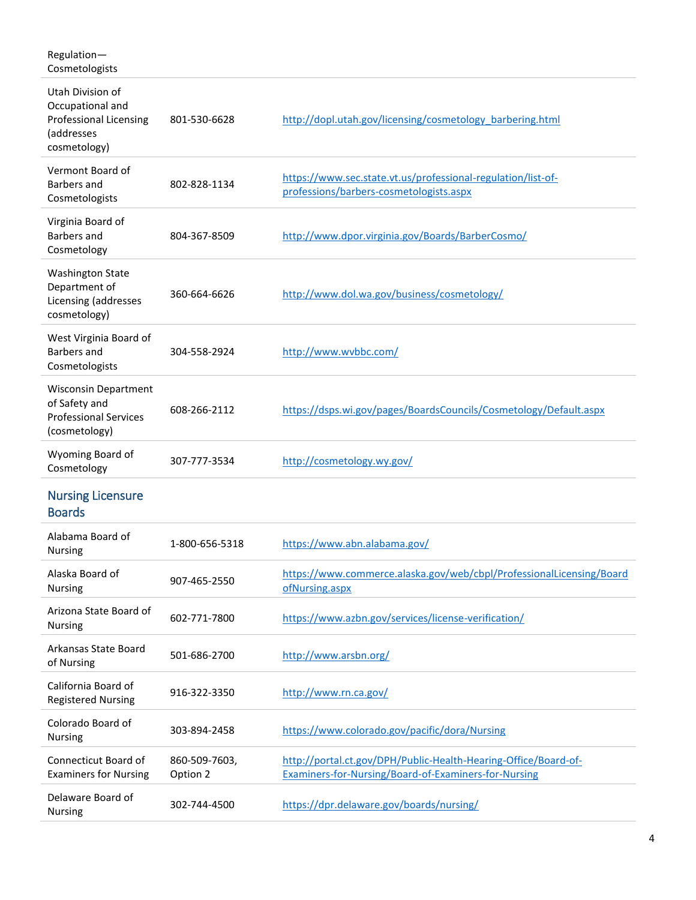| | | |
|---|---|---|
| Regulation—Cosmetologists | | |
| Utah Division of Occupational and Professional Licensing (addresses cosmetology) | 801-530-6628 | http://dopl.utah.gov/licensing/cosmetology_barbering.html |
| Vermont Board of Barbers and Cosmetologists | 802-828-1134 | https://www.sec.state.vt.us/professional-regulation/list-of-professions/barbers-cosmetologists.aspx |
| Virginia Board of Barbers and Cosmetology | 804-367-8509 | http://www.dpor.virginia.gov/Boards/BarberCosmo/ |
| Washington State Department of Licensing (addresses cosmetology) | 360-664-6626 | http://www.dol.wa.gov/business/cosmetology/ |
| West Virginia Board of Barbers and Cosmetologists | 304-558-2924 | http://www.wvbbc.com/ |
| Wisconsin Department of Safety and Professional Services (cosmetology) | 608-266-2112 | https://dsps.wi.gov/pages/BoardsCouncils/Cosmetology/Default.aspx |
| Wyoming Board of Cosmetology | 307-777-3534 | http://cosmetology.wy.gov/ |

## Nursing Licensure Boards

| | | |
|---|---|---|
| Alabama Board of Nursing | 1-800-656-5318 | https://www.abn.alabama.gov/ |
| Alaska Board of Nursing | 907-465-2550 | https://www.commerce.alaska.gov/web/cbpl/ProfessionalLicensing/BoardofNursing.aspx |
| Arizona State Board of Nursing | 602-771-7800 | https://www.azbn.gov/services/license-verification/ |
| Arkansas State Board of Nursing | 501-686-2700 | http://www.arsbn.org/ |
| California Board of Registered Nursing | 916-322-3350 | http://www.rn.ca.gov/ |
| Colorado Board of Nursing | 303-894-2458 | https://www.colorado.gov/pacific/dora/Nursing |
| Connecticut Board of Examiners for Nursing | 860-509-7603, Option 2 | http://portal.ct.gov/DPH/Public-Health-Hearing-Office/Board-of-Examiners-for-Nursing/Board-of-Examiners-for-Nursing |
| Delaware Board of Nursing | 302-744-4500 | https://dpr.delaware.gov/boards/nursing/ |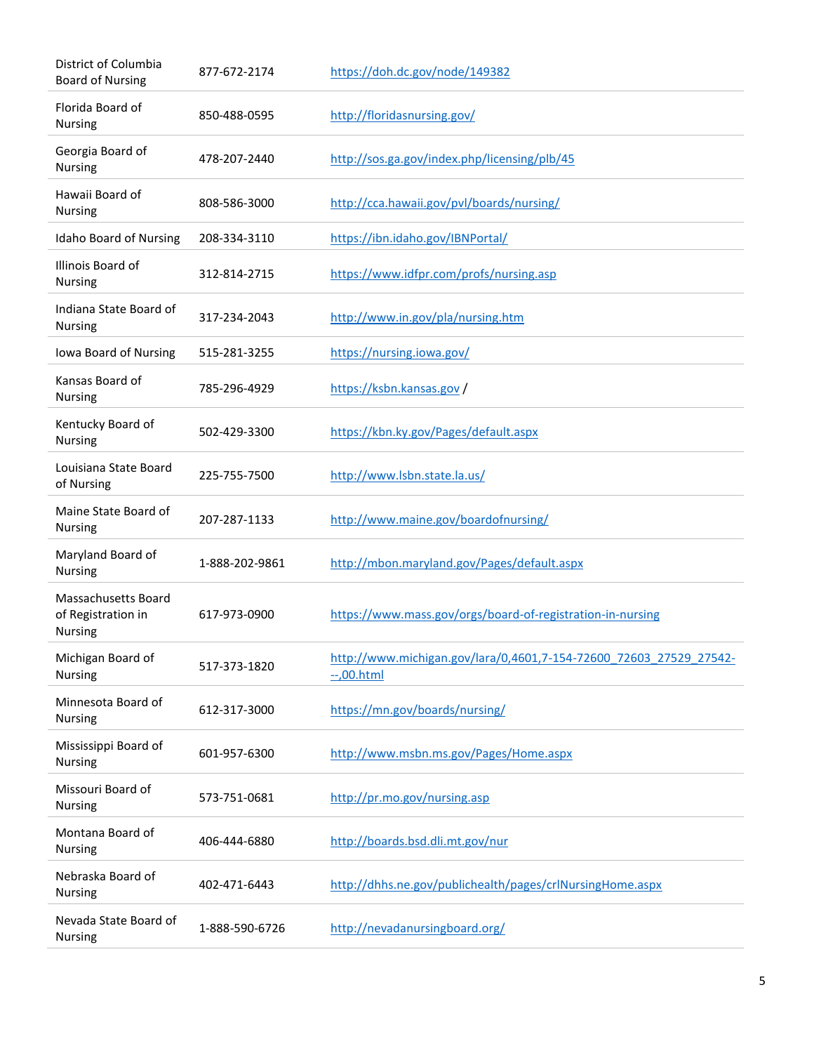| | | |
|---|---|---|
| District of Columbia Board of Nursing | 877-672-2174 | https://doh.dc.gov/node/149382 |
| Florida Board of Nursing | 850-488-0595 | http://floridasnursing.gov/ |
| Georgia Board of Nursing | 478-207-2440 | http://sos.ga.gov/index.php/licensing/plb/45 |
| Hawaii Board of Nursing | 808-586-3000 | http://cca.hawaii.gov/pvl/boards/nursing/ |
| Idaho Board of Nursing | 208-334-3110 | https://ibn.idaho.gov/IBNPortal/ |
| Illinois Board of Nursing | 312-814-2715 | https://www.idfpr.com/profs/nursing.asp |
| Indiana State Board of Nursing | 317-234-2043 | http://www.in.gov/pla/nursing.htm |
| Iowa Board of Nursing | 515-281-3255 | https://nursing.iowa.gov/ |
| Kansas Board of Nursing | 785-296-4929 | https://ksbn.kansas.gov / |
| Kentucky Board of Nursing | 502-429-3300 | https://kbn.ky.gov/Pages/default.aspx |
| Louisiana State Board of Nursing | 225-755-7500 | http://www.lsbn.state.la.us/ |
| Maine State Board of Nursing | 207-287-1133 | http://www.maine.gov/boardofnursing/ |
| Maryland Board of Nursing | 1-888-202-9861 | http://mbon.maryland.gov/Pages/default.aspx |
| Massachusetts Board of Registration in Nursing | 617-973-0900 | https://www.mass.gov/orgs/board-of-registration-in-nursing |
| Michigan Board of Nursing | 517-373-1820 | http://www.michigan.gov/lara/0,4601,7-154-72600_72603_27529_27542---,00.html |
| Minnesota Board of Nursing | 612-317-3000 | https://mn.gov/boards/nursing/ |
| Mississippi Board of Nursing | 601-957-6300 | http://www.msbn.ms.gov/Pages/Home.aspx |
| Missouri Board of Nursing | 573-751-0681 | http://pr.mo.gov/nursing.asp |
| Montana Board of Nursing | 406-444-6880 | http://boards.bsd.dli.mt.gov/nur |
| Nebraska Board of Nursing | 402-471-6443 | http://dhhs.ne.gov/publichealth/pages/crlNursingHome.aspx |
| Nevada State Board of Nursing | 1-888-590-6726 | http://nevadanursingboard.org/ |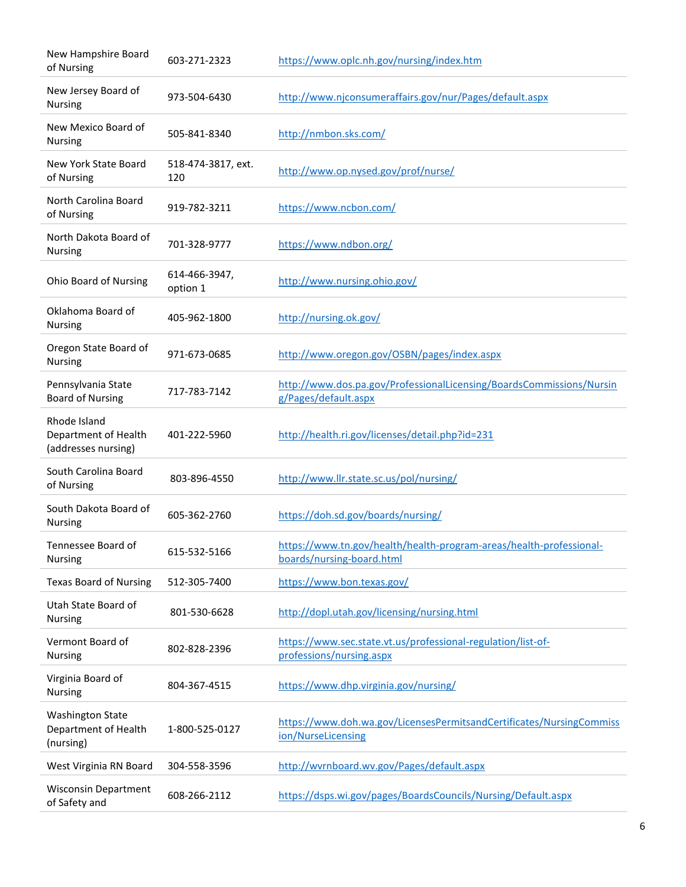| | | |
|---|---|---|
| New Hampshire Board of Nursing | 603-271-2323 | https://www.oplc.nh.gov/nursing/index.htm |
| New Jersey Board of Nursing | 973-504-6430 | http://www.njconsumeraffairs.gov/nur/Pages/default.aspx |
| New Mexico Board of Nursing | 505-841-8340 | http://nmbon.sks.com/ |
| New York State Board of Nursing | 518-474-3817, ext. 120 | http://www.op.nysed.gov/prof/nurse/ |
| North Carolina Board of Nursing | 919-782-3211 | https://www.ncbon.com/ |
| North Dakota Board of Nursing | 701-328-9777 | https://www.ndbon.org/ |
| Ohio Board of Nursing | 614-466-3947, option 1 | http://www.nursing.ohio.gov/ |
| Oklahoma Board of Nursing | 405-962-1800 | http://nursing.ok.gov/ |
| Oregon State Board of Nursing | 971-673-0685 | http://www.oregon.gov/OSBN/pages/index.aspx |
| Pennsylvania State Board of Nursing | 717-783-7142 | http://www.dos.pa.gov/ProfessionalLicensing/BoardsCommissions/Nursing/Pages/default.aspx |
| Rhode Island Department of Health (addresses nursing) | 401-222-5960 | http://health.ri.gov/licenses/detail.php?id=231 |
| South Carolina Board of Nursing | 803-896-4550 | http://www.llr.state.sc.us/pol/nursing/ |
| South Dakota Board of Nursing | 605-362-2760 | https://doh.sd.gov/boards/nursing/ |
| Tennessee Board of Nursing | 615-532-5166 | https://www.tn.gov/health/health-program-areas/health-professional-boards/nursing-board.html |
| Texas Board of Nursing | 512-305-7400 | https://www.bon.texas.gov/ |
| Utah State Board of Nursing | 801-530-6628 | http://dopl.utah.gov/licensing/nursing.html |
| Vermont Board of Nursing | 802-828-2396 | https://www.sec.state.vt.us/professional-regulation/list-of-professions/nursing.aspx |
| Virginia Board of Nursing | 804-367-4515 | https://www.dhp.virginia.gov/nursing/ |
| Washington State Department of Health (nursing) | 1-800-525-0127 | https://www.doh.wa.gov/LicensesPermitsandCertificates/NursingCommission/NurseLicensing |
| West Virginia RN Board | 304-558-3596 | http://wvrnboard.wv.gov/Pages/default.aspx |
| Wisconsin Department of Safety and | 608-266-2112 | https://dsps.wi.gov/pages/BoardsCouncils/Nursing/Default.aspx |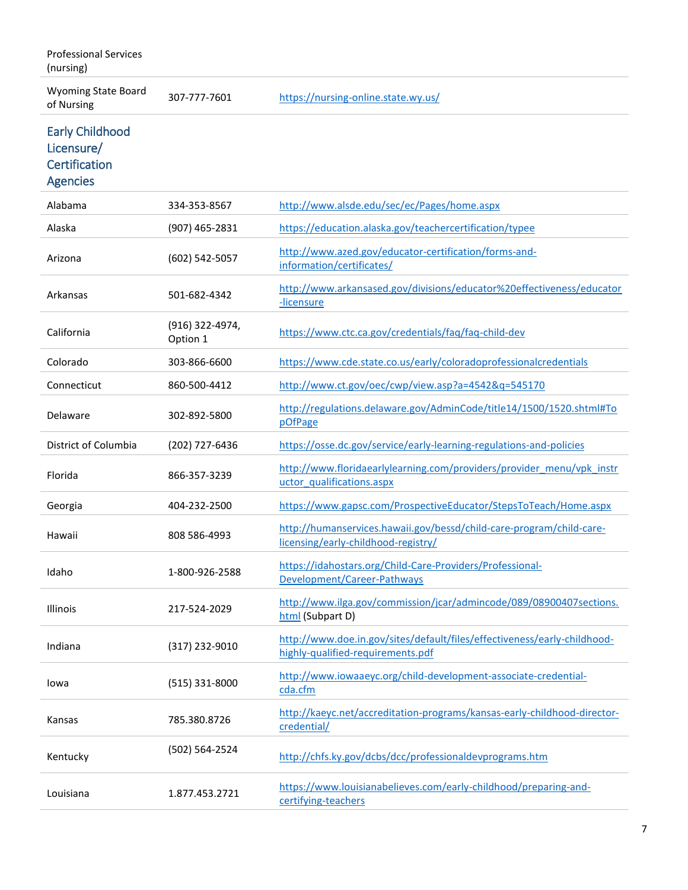| | | |
|---|---|---|
| Professional Services (nursing) | | |
| Wyoming State Board of Nursing | 307-777-7601 | https://nursing-online.state.wy.us/ |

## Early Childhood Licensure/ Certification Agencies

| | | |
|---|---|---|
| Alabama | 334-353-8567 | http://www.alsde.edu/sec/ec/Pages/home.aspx |
| Alaska | (907) 465-2831 | https://education.alaska.gov/teachercertification/typee |
| Arizona | (602) 542-5057 | http://www.azed.gov/educator-certification/forms-and-information/certificates/ |
| Arkansas | 501-682-4342 | http://www.arkansased.gov/divisions/educator%20effectiveness/educator-licensure |
| California | (916) 322-4974, Option 1 | https://www.ctc.ca.gov/credentials/faq/faq-child-dev |
| Colorado | 303-866-6600 | https://www.cde.state.co.us/early/coloradoprofessionalcredentials |
| Connecticut | 860-500-4412 | http://www.ct.gov/oec/cwp/view.asp?a=4542&q=545170 |
| Delaware | 302-892-5800 | http://regulations.delaware.gov/AdminCode/title14/1500/1520.shtml#TopOfPage |
| District of Columbia | (202) 727-6436 | https://osse.dc.gov/service/early-learning-regulations-and-policies |
| Florida | 866-357-3239 | http://www.floridaearlylearning.com/providers/provider_menu/vpk_instructor_qualifications.aspx |
| Georgia | 404-232-2500 | https://www.gapsc.com/ProspectiveEducator/StepsToTeach/Home.aspx |
| Hawaii | 808 586-4993 | http://humanservices.hawaii.gov/bessd/child-care-program/child-care-licensing/early-childhood-registry/ |
| Idaho | 1-800-926-2588 | https://idahostars.org/Child-Care-Providers/Professional-Development/Career-Pathways |
| Illinois | 217-524-2029 | http://www.ilga.gov/commission/jcar/admincode/089/08900407sections.html (Subpart D) |
| Indiana | (317) 232-9010 | http://www.doe.in.gov/sites/default/files/effectiveness/early-childhood-highly-qualified-requirements.pdf |
| Iowa | (515) 331-8000 | http://www.iowaaeyc.org/child-development-associate-credential-cda.cfm |
| Kansas | 785.380.8726 | http://kaeyc.net/accreditation-programs/kansas-early-childhood-director-credential/ |
| Kentucky | (502) 564-2524 | http://chfs.ky.gov/dcbs/dcc/professionaldevprograms.htm |
| Louisiana | 1.877.453.2721 | https://www.louisianabelieves.com/early-childhood/preparing-and-certifying-teachers |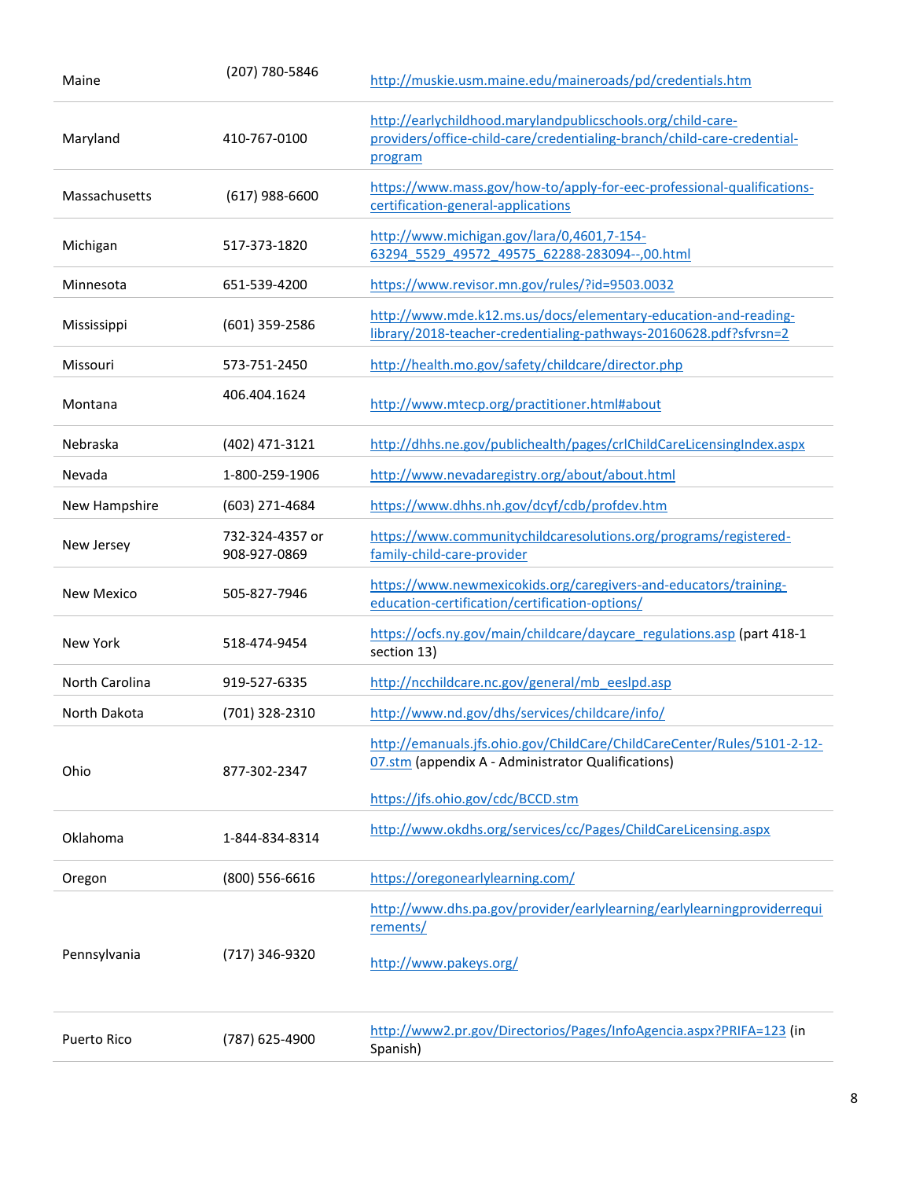| | | |
|---|---|---|
| Maine | (207) 780-5846 | http://muskie.usm.maine.edu/maineroads/pd/credentials.htm |
| Maryland | 410-767-0100 | http://earlychildhood.marylandpublicschools.org/child-care-providers/office-child-care/credentialing-branch/child-care-credential-program |
| Massachusetts | (617) 988-6600 | https://www.mass.gov/how-to/apply-for-eec-professional-qualifications-certification-general-applications |
| Michigan | 517-373-1820 | http://www.michigan.gov/lara/0,4601,7-154-63294_5529_49572_49575_62288-283094--,00.html |
| Minnesota | 651-539-4200 | https://www.revisor.mn.gov/rules/?id=9503.0032 |
| Mississippi | (601) 359-2586 | http://www.mde.k12.ms.us/docs/elementary-education-and-reading-library/2018-teacher-credentialing-pathways-20160628.pdf?sfvrsn=2 |
| Missouri | 573-751-2450 | http://health.mo.gov/safety/childcare/director.php |
| Montana | 406.404.1624 | http://www.mtecp.org/practitioner.html#about |
| Nebraska | (402) 471-3121 | http://dhhs.ne.gov/publichealth/pages/crlChildCareLicensingIndex.aspx |
| Nevada | 1-800-259-1906 | http://www.nevadaregistry.org/about/about.html |
| New Hampshire | (603) 271-4684 | https://www.dhhs.nh.gov/dcyf/cdb/profdev.htm |
| New Jersey | 732-324-4357 or 908-927-0869 | https://www.communitychildcaresolutions.org/programs/registered-family-child-care-provider |
| New Mexico | 505-827-7946 | https://www.newmexicokids.org/caregivers-and-educators/training-education-certification/certification-options/ |
| New York | 518-474-9454 | https://ocfs.ny.gov/main/childcare/daycare_regulations.asp (part 418-1 section 13) |
| North Carolina | 919-527-6335 | http://ncchildcare.nc.gov/general/mb_eeslpd.asp |
| North Dakota | (701) 328-2310 | http://www.nd.gov/dhs/services/childcare/info/ |
| Ohio | 877-302-2347 | http://emanuals.jfs.ohio.gov/ChildCare/ChildCareCenter/Rules/5101-2-12-07.stm (appendix A - Administrator Qualifications)<br><br>https://jfs.ohio.gov/cdc/BCCD.stm |
| Oklahoma | 1-844-834-8314 | http://www.okdhs.org/services/cc/Pages/ChildCareLicensing.aspx |
| Oregon | (800) 556-6616 | https://oregonearlylearning.com/ |
| Pennsylvania | (717) 346-9320 | http://www.dhs.pa.gov/provider/earlylearning/earlylearningproviderrequirements/<br><br>http://www.pakeys.org/ |
| Puerto Rico | (787) 625-4900 | http://www2.pr.gov/Directorios/Pages/InfoAgencia.aspx?PRIFA=123 (in Spanish) |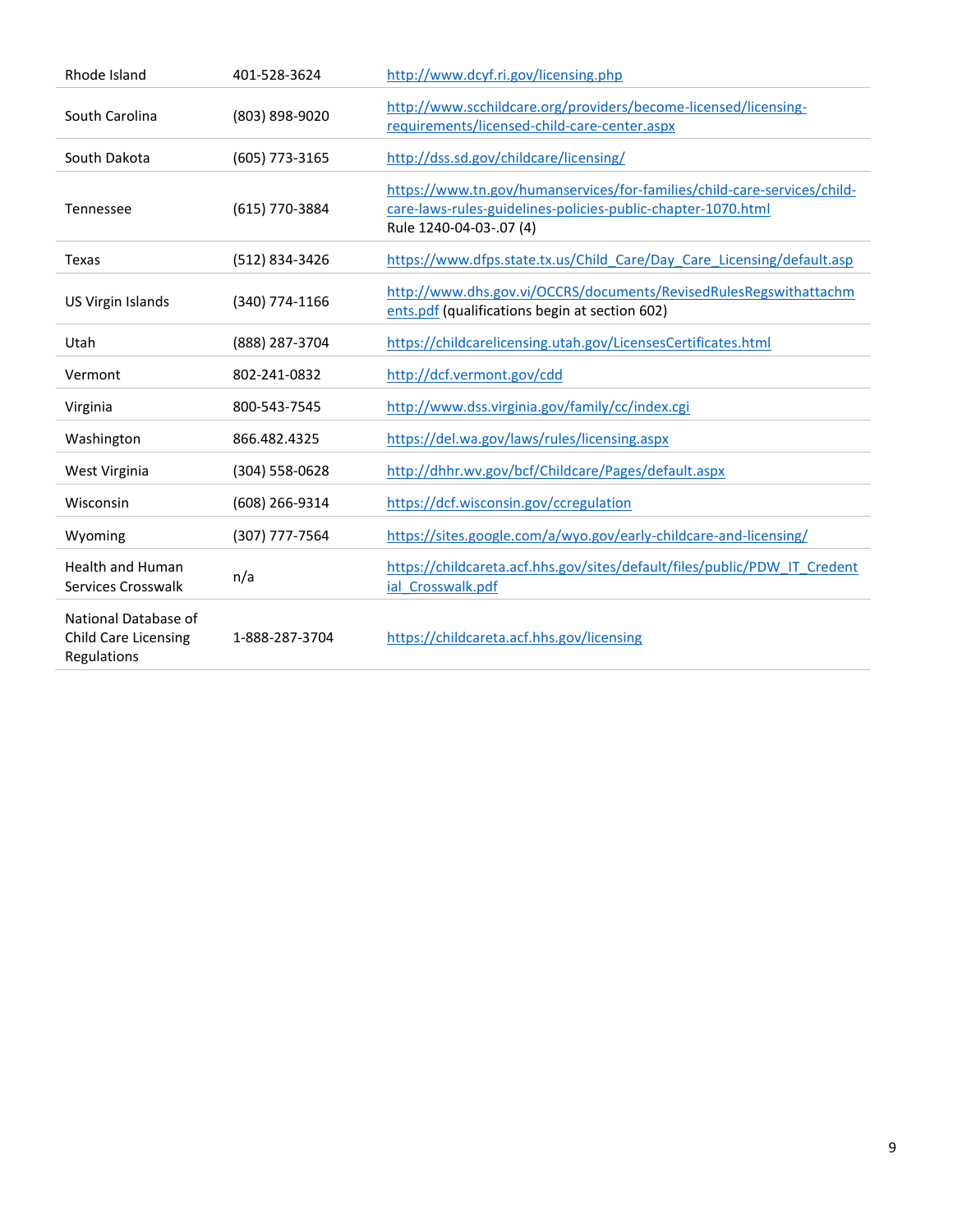| | | |
|---|---|---|
| Rhode Island | 401-528-3624 | http://www.dcyf.ri.gov/licensing.php |
| South Carolina | (803) 898-9020 | http://www.scchildcare.org/providers/become-licensed/licensing-requirements/licensed-child-care-center.aspx |
| South Dakota | (605) 773-3165 | http://dss.sd.gov/childcare/licensing/ |
| Tennessee | (615) 770-3884 | https://www.tn.gov/humanservices/for-families/child-care-services/child-care-laws-rules-guidelines-policies-public-chapter-1070.html Rule 1240-04-03-.07 (4) |
| Texas | (512) 834-3426 | https://www.dfps.state.tx.us/Child_Care/Day_Care_Licensing/default.asp |
| US Virgin Islands | (340) 774-1166 | http://www.dhs.gov.vi/OCCRS/documents/RevisedRulesRegswithattachments.pdf (qualifications begin at section 602) |
| Utah | (888) 287-3704 | https://childcarelicensing.utah.gov/LicensesCertificates.html |
| Vermont | 802-241-0832 | http://dcf.vermont.gov/cdd |
| Virginia | 800-543-7545 | http://www.dss.virginia.gov/family/cc/index.cgi |
| Washington | 866.482.4325 | https://del.wa.gov/laws/rules/licensing.aspx |
| West Virginia | (304) 558-0628 | http://dhhr.wv.gov/bcf/Childcare/Pages/default.aspx |
| Wisconsin | (608) 266-9314 | https://dcf.wisconsin.gov/ccregulation |
| Wyoming | (307) 777-7564 | https://sites.google.com/a/wyo.gov/early-childcare-and-licensing/ |
| Health and Human Services Crosswalk | n/a | https://childcareta.acf.hhs.gov/sites/default/files/public/PDW_IT_Credential_Crosswalk.pdf |
| National Database of Child Care Licensing Regulations | 1-888-287-3704 | https://childcareta.acf.hhs.gov/licensing |